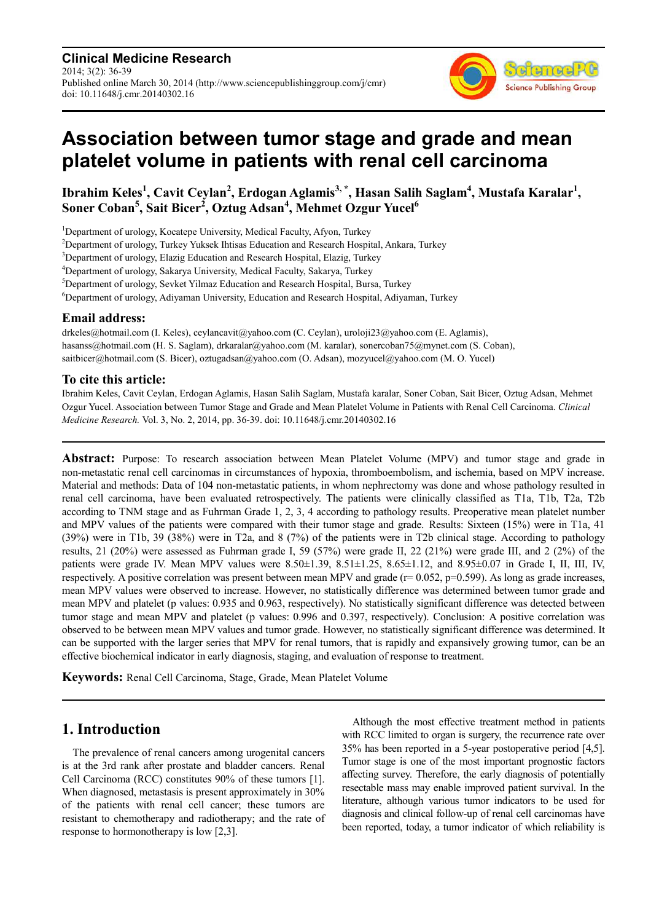Clinical Medicine Research
2014; 3(2): 36-39
Published online March 30, 2014 (http://www.sciencepublishinggroup.com/j/cmr)
doi: 10.11648/j.cmr.20140302.16

# Association between tumor stage and grade and mean platelet volume in patients with renal cell carcinoma

**Ibrahim Keles[1], Cavit Ceylan[2], Erdogan Aglamis[3, *], Hasan Salih Saglam[4], Mustafa Karalar[1], Soner Coban[5], Sait Bicer[2], Oztug Adsan[4], Mehmet Ozgur Yucel[6]**

[1]Department of urology, Kocatepe University, Medical Faculty, Afyon, Turkey
[2]Department of urology, Turkey Yuksek Ihtisas Education and Research Hospital, Ankara, Turkey
[3]Department of urology, Elazig Education and Research Hospital, Elazig, Turkey
[4]Department of urology, Sakarya University, Medical Faculty, Sakarya, Turkey
[5]Department of urology, Sevket Yilmaz Education and Research Hospital, Bursa, Turkey
[6]Department of urology, Adiyaman University, Education and Research Hospital, Adiyaman, Turkey

## Email address:

drkeles@hotmail.com (I. Keles), ceylancavit@yahoo.com (C. Ceylan), uroloji23@yahoo.com (E. Aglamis), hasanss@hotmail.com (H. S. Saglam), drkaralar@yahoo.com (M. karalar), sonercoban75@mynet.com (S. Coban), saitbicer@hotmail.com (S. Bicer), oztugadsan@yahoo.com (O. Adsan), mozyucel@yahoo.com (M. O. Yucel)

## To cite this article:

Ibrahim Keles, Cavit Ceylan, Erdogan Aglamis, Hasan Salih Saglam, Mustafa karalar, Soner Coban, Sait Bicer, Oztug Adsan, Mehmet Ozgur Yucel. Association between Tumor Stage and Grade and Mean Platelet Volume in Patients with Renal Cell Carcinoma. *Clinical Medicine Research.* Vol. 3, No. 2, 2014, pp. 36-39. doi: 10.11648/j.cmr.20140302.16

**Abstract:** Purpose: To research association between Mean Platelet Volume (MPV) and tumor stage and grade in non-metastatic renal cell carcinomas in circumstances of hypoxia, thromboembolism, and ischemia, based on MPV increase. Material and methods: Data of 104 non-metastatic patients, in whom nephrectomy was done and whose pathology resulted in renal cell carcinoma, have been evaluated retrospectively. The patients were clinically classified as T1a, T1b, T2a, T2b according to TNM stage and as Fuhrman Grade 1, 2, 3, 4 according to pathology results. Preoperative mean platelet number and MPV values of the patients were compared with their tumor stage and grade. Results: Sixteen (15%) were in T1a, 41 (39%) were in T1b, 39 (38%) were in T2a, and 8 (7%) of the patients were in T2b clinical stage. According to pathology results, 21 (20%) were assessed as Fuhrman grade I, 59 (57%) were grade II, 22 (21%) were grade III, and 2 (2%) of the patients were grade IV. Mean MPV values were 8.50±1.39, 8.51±1.25, 8.65±1.12, and 8.95±0.07 in Grade I, II, III, IV, respectively. A positive correlation was present between mean MPV and grade ($r = 0.052$, $p=0.599$). As long as grade increases, mean MPV values were observed to increase. However, no statistically difference was determined between tumor grade and mean MPV and platelet (p values: 0.935 and 0.963, respectively). No statistically significant difference was detected between tumor stage and mean MPV and platelet (p values: 0.996 and 0.397, respectively). Conclusion: A positive correlation was observed to be between mean MPV values and tumor grade. However, no statistically significant difference was determined. It can be supported with the larger series that MPV for renal tumors, that is rapidly and expansively growing tumor, can be an effective biochemical indicator in early diagnosis, staging, and evaluation of response to treatment.

**Keywords:** Renal Cell Carcinoma, Stage, Grade, Mean Platelet Volume

## 1. Introduction

The prevalence of renal cancers among urogenital cancers is at the 3rd rank after prostate and bladder cancers. Renal Cell Carcinoma (RCC) constitutes 90% of these tumors [1]. When diagnosed, metastasis is present approximately in 30% of the patients with renal cell cancer; these tumors are resistant to chemotherapy and radiotherapy; and the rate of response to hormonotherapy is low [2,3].

Although the most effective treatment method in patients with RCC limited to organ is surgery, the recurrence rate over 35% has been reported in a 5-year postoperative period [4,5]. Tumor stage is one of the most important prognostic factors affecting survey. Therefore, the early diagnosis of potentially resectable mass may enable improved patient survival. In the literature, although various tumor indicators to be used for diagnosis and clinical follow-up of renal cell carcinomas have been reported, today, a tumor indicator of which reliability is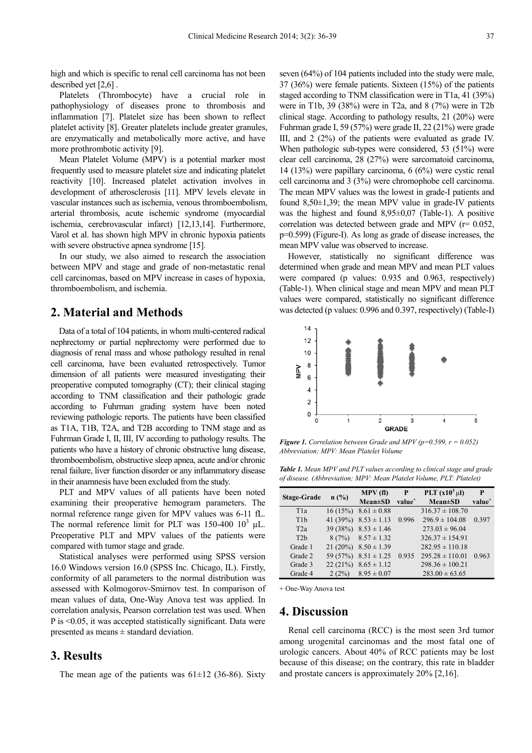high and which is specific to renal cell carcinoma has not been described yet [2,6] .

Platelets (Thrombocyte) have a crucial role in pathophysiology of diseases prone to thrombosis and inflammation [7]. Platelet size has been shown to reflect platelet activity [8]. Greater platelets include greater granules, are enzymatically and metabolically more active, and have more prothrombotic activity [9].

Mean Platelet Volume (MPV) is a potential marker most frequently used to measure platelet size and indicating platelet reactivity [10]. Increased platelet activation involves in development of atherosclerosis [11]. MPV levels elevate in vascular instances such as ischemia, venous thromboembolism, arterial thrombosis, acute ischemic syndrome (myocardial ischemia, cerebrovascular infarct) [12,13,14]. Furthermore, Varol et al. has shown high MPV in chronic hypoxia patients with severe obstructive apnea syndrome [15].

In our study, we also aimed to research the association between MPV and stage and grade of non-metastatic renal cell carcinomas, based on MPV increase in cases of hypoxia, thromboembolism, and ischemia.

## 2. Material and Methods

Data of a total of 104 patients, in whom multi-centered radical nephrectomy or partial nephrectomy were performed due to diagnosis of renal mass and whose pathology resulted in renal cell carcinoma, have been evaluated retrospectively. Tumor dimension of all patients were measured investigating their preoperative computed tomography (CT); their clinical staging according to TNM classification and their pathologic grade according to Fuhrman grading system have been noted reviewing pathologic reports. The patients have been classified as T1A, T1B, T2A, and T2B according to TNM stage and as Fuhrman Grade I, II, III, IV according to pathology results. The patients who have a history of chronic obstructive lung disease, thromboembolism, obstructive sleep apnea, acute and/or chronic renal failure, liver function disorder or any inflammatory disease in their anamnesis have been excluded from the study.

PLT and MPV values of all patients have been noted examining their preoperative hemogram parameters. The normal reference range given for MPV values was 6-11 fL. The normal reference limit for PLT was 150-400 $10^3$ µL. Preoperative PLT and MPV values of the patients were compared with tumor stage and grade.

Statistical analyses were performed using SPSS version 16.0 Windows version 16.0 (SPSS Inc. Chicago, IL). Firstly, conformity of all parameters to the normal distribution was assessed with Kolmogorov-Smirnov test. In comparison of mean values of data, One-Way Anova test was applied. In correlation analysis, Pearson correlation test was used. When P is <0.05, it was accepted statistically significant. Data were presented as means ± standard deviation.

## 3. Results

The mean age of the patients was 61±12 (36-86). Sixty seven (64%) of 104 patients included into the study were male, 37 (36%) were female patients. Sixteen (15%) of the patients staged according to TNM classification were in T1a, 41 (39%) were in T1b, 39 (38%) were in T2a, and 8 (7%) were in T2b clinical stage. According to pathology results, 21 (20%) were Fuhrman grade I, 59 (57%) were grade II, 22 (21%) were grade III, and 2 (2%) of the patients were evaluated as grade IV. When pathologic sub-types were considered, 53 (51%) were clear cell carcinoma, 28 (27%) were sarcomatoid carcinoma, 14 (13%) were papillary carcinoma, 6 (6%) were cystic renal cell carcinoma and 3 (3%) were chromophobe cell carcinoma. The mean MPV values was the lowest in grade-I patients and found 8,50±1,39; the mean MPV value in grade-IV patients was the highest and found 8,95±0,07 (Table-1). A positive correlation was detected between grade and MPV (r= 0.052, p=0.599) (Figure-I). As long as grade of disease increases, the mean MPV value was observed to increase.

However, statistically no significant difference was determined when grade and mean MPV and mean PLT values were compared (p values: 0.935 and 0.963, respectively) (Table-1). When clinical stage and mean MPV and mean PLT values were compared, statistically no significant difference was detected (p values: 0.996 and 0.397, respectively) (Table-I)

*Figure 1. Correlation between Grade and MPV (p=0.599, r = 0.052) Abbreviation; MPV: Mean Platelet Volume*

*Table 1. Mean MPV and PLT values according to clinical stage and grade of disease. (Abbreviation; MPV: Mean Platelet Volume, PLT: Platelet)*

| Stage-Grade | n (%) | MPV (fl) Mean±SD | P value+ | PLT ($x10^3$ µl) Mean±SD | P value+ |
|---|---|---|---|---|---|
| T1a | 16 (15%) | 8.61 ± 0.88 | | 316.37 ± 108.70 | |
| T1b | 41 (39%) | 8.53 ± 1.13 | 0.996 | 296.9 ± 104.08 | 0.397 |
| T2a | 39 (38%) | 8.53 ± 1.46 | | 273.03 ± 96.04 | |
| T2b | 8 (7%) | 8.57 ± 1.32 | | 326.37 ± 154.91 | |
| Grade 1 | 21 (20%) | 8.50 ± 1.39 | | 282.95 ± 110.18 | |
| Grade 2 | 59 (57%) | 8.51 ± 1.25 | 0.935 | 295.28 ± 110.01 | 0.963 |
| Grade 3 | 22 (21%) | 8.65 ± 1.12 | | 298.36 ± 100.21 | |
| Grade 4 | 2 (2%) | 8.95 ± 0.07 | | 283.00 ± 63.65 | |

+ One-Way Anova test

## 4. Discussion

Renal cell carcinoma (RCC) is the most seen 3rd tumor among urogenital carcinomas and the most fatal one of urologic cancers. About 40% of RCC patients may be lost because of this disease; on the contrary, this rate in bladder and prostate cancers is approximately 20% [2,16].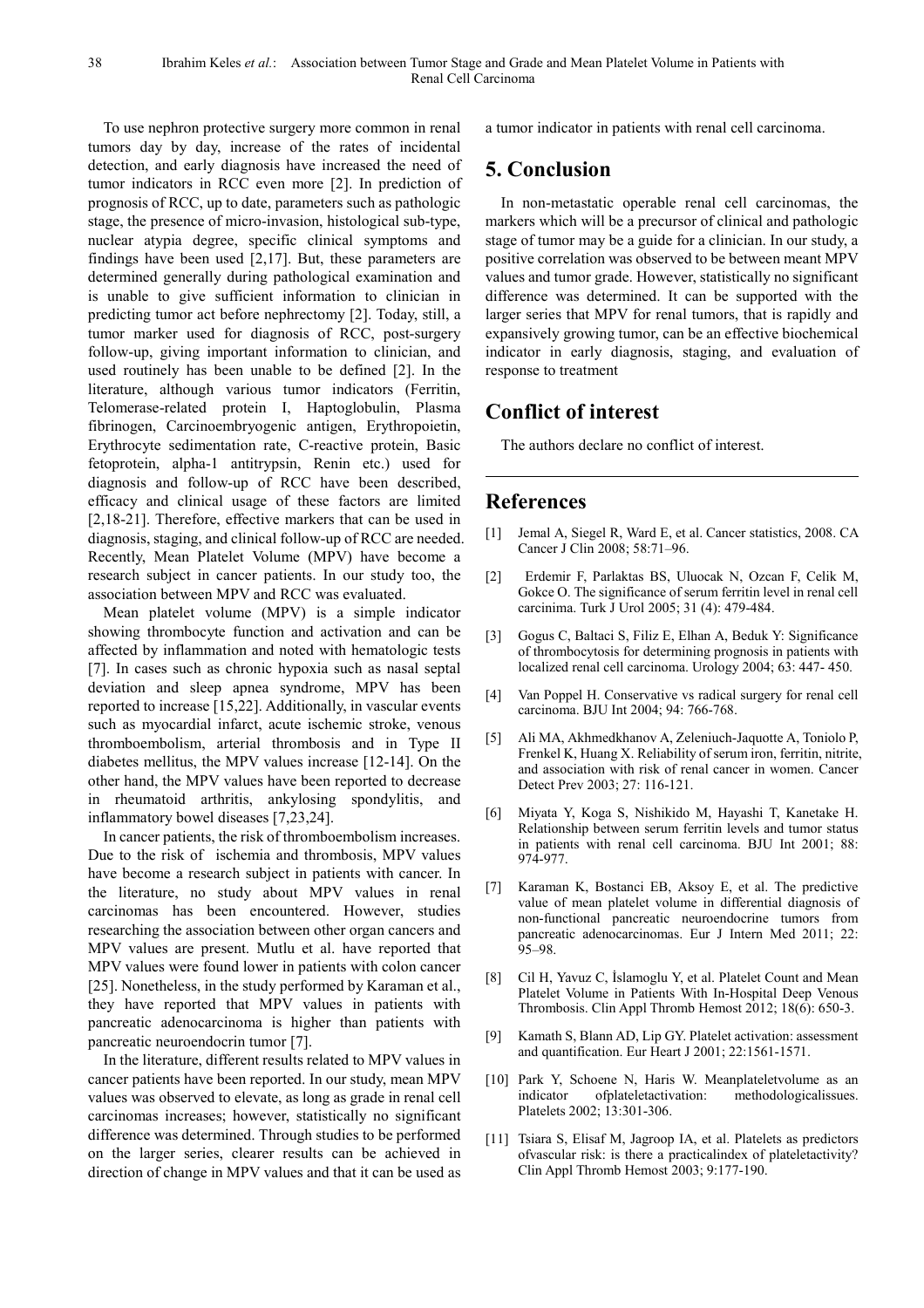To use nephron protective surgery more common in renal tumors day by day, increase of the rates of incidental detection, and early diagnosis have increased the need of tumor indicators in RCC even more [2]. In prediction of prognosis of RCC, up to date, parameters such as pathologic stage, the presence of micro-invasion, histological sub-type, nuclear atypia degree, specific clinical symptoms and findings have been used [2,17]. But, these parameters are determined generally during pathological examination and is unable to give sufficient information to clinician in predicting tumor act before nephrectomy [2]. Today, still, a tumor marker used for diagnosis of RCC, post-surgery follow-up, giving important information to clinician, and used routinely has been unable to be defined [2]. In the literature, although various tumor indicators (Ferritin, Telomerase-related protein I, Haptoglobulin, Plasma fibrinogen, Carcinoembryogenic antigen, Erythropoietin, Erythrocyte sedimentation rate, C-reactive protein, Basic fetoprotein, alpha-1 antitrypsin, Renin etc.) used for diagnosis and follow-up of RCC have been described, efficacy and clinical usage of these factors are limited [2,18-21]. Therefore, effective markers that can be used in diagnosis, staging, and clinical follow-up of RCC are needed. Recently, Mean Platelet Volume (MPV) have become a research subject in cancer patients. In our study too, the association between MPV and RCC was evaluated.

Mean platelet volume (MPV) is a simple indicator showing thrombocyte function and activation and can be affected by inflammation and noted with hematologic tests [7]. In cases such as chronic hypoxia such as nasal septal deviation and sleep apnea syndrome, MPV has been reported to increase [15,22]. Additionally, in vascular events such as myocardial infarct, acute ischemic stroke, venous thromboembolism, arterial thrombosis and in Type II diabetes mellitus, the MPV values increase [12-14]. On the other hand, the MPV values have been reported to decrease in rheumatoid arthritis, ankylosing spondylitis, and inflammatory bowel diseases [7,23,24].

In cancer patients, the risk of thromboembolism increases. Due to the risk of ischemia and thrombosis, MPV values have become a research subject in patients with cancer. In the literature, no study about MPV values in renal carcinomas has been encountered. However, studies researching the association between other organ cancers and MPV values are present. Mutlu et al. have reported that MPV values were found lower in patients with colon cancer [25]. Nonetheless, in the study performed by Karaman et al., they have reported that MPV values in patients with pancreatic adenocarcinoma is higher than patients with pancreatic neuroendocrin tumor [7].

In the literature, different results related to MPV values in cancer patients have been reported. In our study, mean MPV values was observed to elevate, as long as grade in renal cell carcinomas increases; however, statistically no significant difference was determined. Through studies to be performed on the larger series, clearer results can be achieved in direction of change in MPV values and that it can be used as a tumor indicator in patients with renal cell carcinoma.

## 5. Conclusion

In non-metastatic operable renal cell carcinomas, the markers which will be a precursor of clinical and pathologic stage of tumor may be a guide for a clinician. In our study, a positive correlation was observed to be between meant MPV values and tumor grade. However, statistically no significant difference was determined. It can be supported with the larger series that MPV for renal tumors, that is rapidly and expansively growing tumor, can be an effective biochemical indicator in early diagnosis, staging, and evaluation of response to treatment

## Conflict of interest

The authors declare no conflict of interest.

## References

[1] Jemal A, Siegel R, Ward E, et al. Cancer statistics, 2008. CA Cancer J Clin 2008; 58:71–96.

[2] Erdemir F, Parlaktas BS, Uluocak N, Ozcan F, Celik M, Gokce O. The significance of serum ferritin level in renal cell carcinima. Turk J Urol 2005; 31 (4): 479-484.

[3] Gogus C, Baltaci S, Filiz E, Elhan A, Beduk Y: Significance of thrombocytosis for determining prognosis in patients with localized renal cell carcinoma. Urology 2004; 63: 447- 450.

[4] Van Poppel H. Conservative vs radical surgery for renal cell carcinoma. BJU Int 2004; 94: 766-768.

[5] Ali MA, Akhmedkhanov A, Zeleniuch-Jaquotte A, Toniolo P, Frenkel K, Huang X. Reliability of serum iron, ferritin, nitrite, and association with risk of renal cancer in women. Cancer Detect Prev 2003; 27: 116-121.

[6] Miyata Y, Koga S, Nishikido M, Hayashi T, Kanetake H. Relationship between serum ferritin levels and tumor status in patients with renal cell carcinoma. BJU Int 2001; 88: 974-977.

[7] Karaman K, Bostanci EB, Aksoy E, et al. The predictive value of mean platelet volume in differential diagnosis of non-functional pancreatic neuroendocrine tumors from pancreatic adenocarcinomas. Eur J Intern Med 2011; 22: 95–98.

[8] Cil H, Yavuz C, İslamoglu Y, et al. Platelet Count and Mean Platelet Volume in Patients With In-Hospital Deep Venous Thrombosis. Clin Appl Thromb Hemost 2012; 18(6): 650-3.

[9] Kamath S, Blann AD, Lip GY. Platelet activation: assessment and quantification. Eur Heart J 2001; 22:1561-1571.

[10] Park Y, Schoene N, Haris W. Meanplateletvolume as an indicator ofplateletactivation: methodologicalissues. Platelets 2002; 13:301-306.

[11] Tsiara S, Elisaf M, Jagroop IA, et al. Platelets as predictors ofvascular risk: is there a practicalindex of plateletactivity? Clin Appl Thromb Hemost 2003; 9:177-190.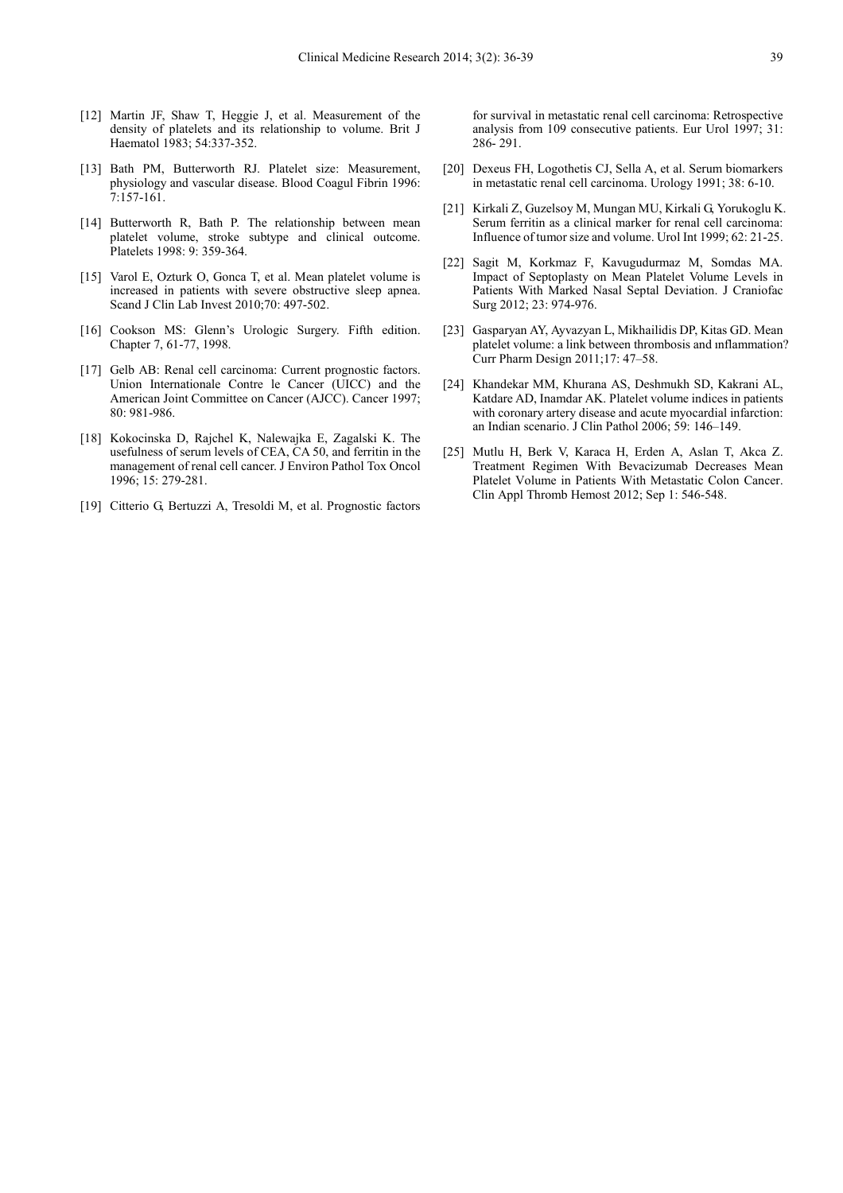[12] Martin JF, Shaw T, Heggie J, et al. Measurement of the density of platelets and its relationship to volume. Brit J Haematol 1983; 54:337-352.

[13] Bath PM, Butterworth RJ. Platelet size: Measurement, physiology and vascular disease. Blood Coagul Fibrin 1996: 7:157-161.

[14] Butterworth R, Bath P. The relationship between mean platelet volume, stroke subtype and clinical outcome. Platelets 1998: 9: 359-364.

[15] Varol E, Ozturk O, Gonca T, et al. Mean platelet volume is increased in patients with severe obstructive sleep apnea. Scand J Clin Lab Invest 2010;70: 497-502.

[16] Cookson MS: Glenn's Urologic Surgery. Fifth edition. Chapter 7, 61-77, 1998.

[17] Gelb AB: Renal cell carcinoma: Current prognostic factors. Union Internationale Contre le Cancer (UICC) and the American Joint Committee on Cancer (AJCC). Cancer 1997; 80: 981-986.

[18] Kokocinska D, Rajchel K, Nalewajka E, Zagalski K. The usefulness of serum levels of CEA, CA 50, and ferritin in the management of renal cell cancer. J Environ Pathol Tox Oncol 1996; 15: 279-281.

[19] Citterio G, Bertuzzi A, Tresoldi M, et al. Prognostic factors for survival in metastatic renal cell carcinoma: Retrospective analysis from 109 consecutive patients. Eur Urol 1997; 31: 286- 291.

[20] Dexeus FH, Logothetis CJ, Sella A, et al. Serum biomarkers in metastatic renal cell carcinoma. Urology 1991; 38: 6-10.

[21] Kirkali Z, Guzelsoy M, Mungan MU, Kirkali G, Yorukoglu K. Serum ferritin as a clinical marker for renal cell carcinoma: Influence of tumor size and volume. Urol Int 1999; 62: 21-25.

[22] Sagit M, Korkmaz F, Kavugudurmaz M, Somdas MA. Impact of Septoplasty on Mean Platelet Volume Levels in Patients With Marked Nasal Septal Deviation. J Craniofac Surg 2012; 23: 974-976.

[23] Gasparyan AY, Ayvazyan L, Mikhailidis DP, Kitas GD. Mean platelet volume: a link between thrombosis and ınflammation? Curr Pharm Design 2011;17: 47–58.

[24] Khandekar MM, Khurana AS, Deshmukh SD, Kakrani AL, Katdare AD, Inamdar AK. Platelet volume indices in patients with coronary artery disease and acute myocardial infarction: an Indian scenario. J Clin Pathol 2006; 59: 146–149.

[25] Mutlu H, Berk V, Karaca H, Erden A, Aslan T, Akca Z. Treatment Regimen With Bevacizumab Decreases Mean Platelet Volume in Patients With Metastatic Colon Cancer. Clin Appl Thromb Hemost 2012; Sep 1: 546-548.